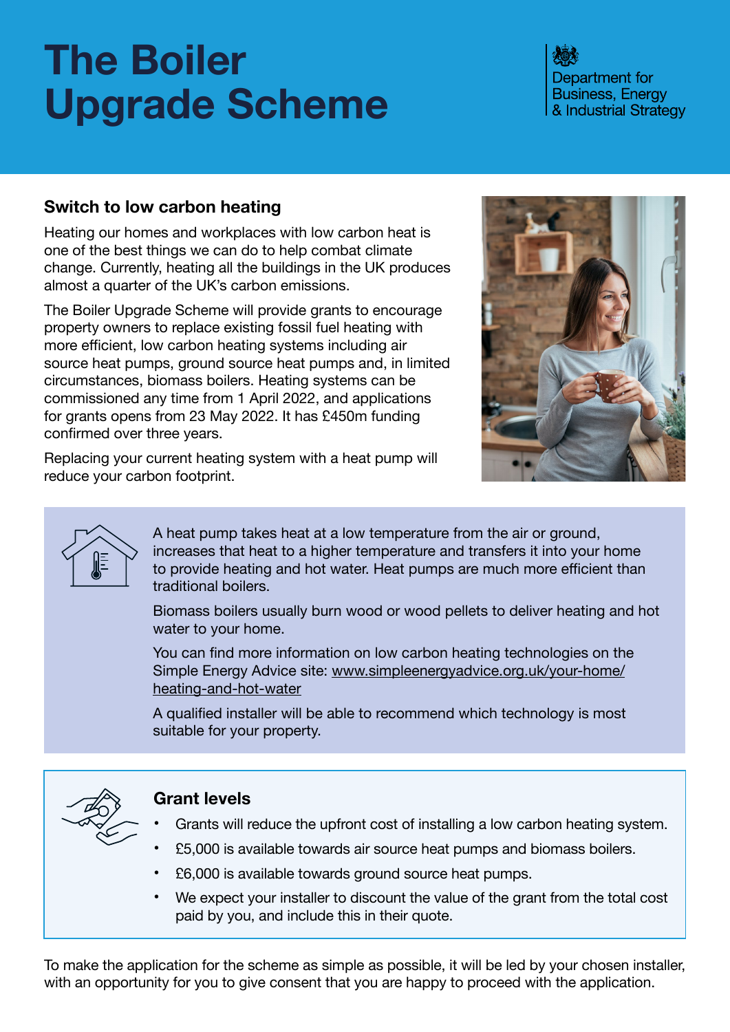# The Boiler Upgrade Scheme

Department for Business, Energy & Industrial Strategy

## Switch to low carbon heating

Heating our homes and workplaces with low carbon heat is one of the best things we can do to help combat climate change. Currently, heating all the buildings in the UK produces almost a quarter of the UK's carbon emissions.

The Boiler Upgrade Scheme will provide grants to encourage property owners to replace existing fossil fuel heating with more efficient, low carbon heating systems including air source heat pumps, ground source heat pumps and, in limited circumstances, biomass boilers. Heating systems can be commissioned any time from 1 April 2022, and applications for grants opens from 23 May 2022. It has £450m funding confirmed over three years.

Replacing your current heating system with a heat pump will reduce your carbon footprint.

A heat pump takes heat at a low temperature from the air or ground, increases that heat to a higher temperature and transfers it into your home to provide heating and hot water. Heat pumps are much more efficient than traditional boilers.

Biomass boilers usually burn wood or wood pellets to deliver heating and hot water to your home.

You can find more information on low carbon heating technologies on the Simple Energy Advice site: www.simpleenergyadvice.org.uk/your-home/heating-and-hot-water

A qualified installer will be able to recommend which technology is most suitable for your property.

## Grant levels

- Grants will reduce the upfront cost of installing a low carbon heating system.
- £5,000 is available towards air source heat pumps and biomass boilers.
- £6,000 is available towards ground source heat pumps.
- We expect your installer to discount the value of the grant from the total cost paid by you, and include this in their quote.

To make the application for the scheme as simple as possible, it will be led by your chosen installer, with an opportunity for you to give consent that you are happy to proceed with the application.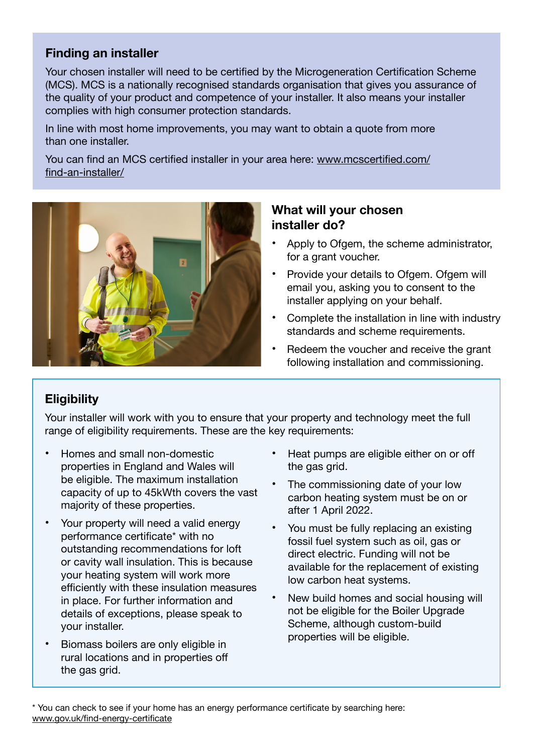## Finding an installer

Your chosen installer will need to be certified by the Microgeneration Certification Scheme (MCS). MCS is a nationally recognised standards organisation that gives you assurance of the quality of your product and competence of your installer. It also means your installer complies with high consumer protection standards.

In line with most home improvements, you may want to obtain a quote from more than one installer.

You can find an MCS certified installer in your area here: www.mcscertified.com/find-an-installer/

## What will your chosen installer do?

- Apply to Ofgem, the scheme administrator, for a grant voucher.
- Provide your details to Ofgem. Ofgem will email you, asking you to consent to the installer applying on your behalf.
- Complete the installation in line with industry standards and scheme requirements.
- Redeem the voucher and receive the grant following installation and commissioning.

## Eligibility

Your installer will work with you to ensure that your property and technology meet the full range of eligibility requirements. These are the key requirements:

- Homes and small non-domestic properties in England and Wales will be eligible. The maximum installation capacity of up to 45kWth covers the vast majority of these properties.
- Your property will need a valid energy performance certificate* with no outstanding recommendations for loft or cavity wall insulation. This is because your heating system will work more efficiently with these insulation measures in place. For further information and details of exceptions, please speak to your installer.
- Biomass boilers are only eligible in rural locations and in properties off the gas grid.
- Heat pumps are eligible either on or off the gas grid.
- The commissioning date of your low carbon heating system must be on or after 1 April 2022.
- You must be fully replacing an existing fossil fuel system such as oil, gas or direct electric. Funding will not be available for the replacement of existing low carbon heat systems.
- New build homes and social housing will not be eligible for the Boiler Upgrade Scheme, although custom-build properties will be eligible.

* You can check to see if your home has an energy performance certificate by searching here: www.gov.uk/find-energy-certificate